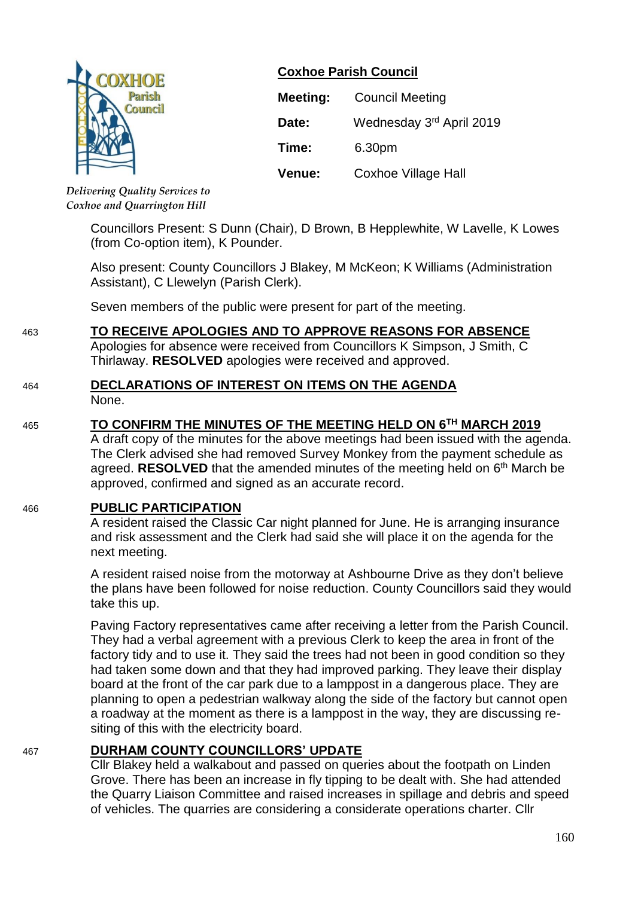**Coxhoe Parish Council**

| | |
|---|---|
| **Meeting:** | Council Meeting |
| **Date:** | Wednesday 3rd April 2019 |
| **Time:** | 6.30pm |
| **Venue:** | Coxhoe Village Hall |

*Delivering Quality Services to Coxhoe and Quarrington Hill*

Councillors Present: S Dunn (Chair), D Brown, B Hepplewhite, W Lavelle, K Lowes (from Co-option item), K Pounder.

Also present: County Councillors J Blakey, M McKeon; K Williams (Administration Assistant), C Llewelyn (Parish Clerk).

Seven members of the public were present for part of the meeting.

463 **TO RECEIVE APOLOGIES AND TO APPROVE REASONS FOR ABSENCE**

Apologies for absence were received from Councillors K Simpson, J Smith, C Thirlaway. **RESOLVED** apologies were received and approved.

464 **DECLARATIONS OF INTEREST ON ITEMS ON THE AGENDA**

None.

465 **TO CONFIRM THE MINUTES OF THE MEETING HELD ON 6TH MARCH 2019**

A draft copy of the minutes for the above meetings had been issued with the agenda. The Clerk advised she had removed Survey Monkey from the payment schedule as agreed. **RESOLVED** that the amended minutes of the meeting held on 6th March be approved, confirmed and signed as an accurate record.

466 **PUBLIC PARTICIPATION**

A resident raised the Classic Car night planned for June. He is arranging insurance and risk assessment and the Clerk had said she will place it on the agenda for the next meeting.

A resident raised noise from the motorway at Ashbourne Drive as they don't believe the plans have been followed for noise reduction. County Councillors said they would take this up.

Paving Factory representatives came after receiving a letter from the Parish Council. They had a verbal agreement with a previous Clerk to keep the area in front of the factory tidy and to use it. They said the trees had not been in good condition so they had taken some down and that they had improved parking. They leave their display board at the front of the car park due to a lamppost in a dangerous place. They are planning to open a pedestrian walkway along the side of the factory but cannot open a roadway at the moment as there is a lamppost in the way, they are discussing re-siting of this with the electricity board.

467 **DURHAM COUNTY COUNCILLORS' UPDATE**

Cllr Blakey held a walkabout and passed on queries about the footpath on Linden Grove. There has been an increase in fly tipping to be dealt with. She had attended the Quarry Liaison Committee and raised increases in spillage and debris and speed of vehicles. The quarries are considering a considerate operations charter. Cllr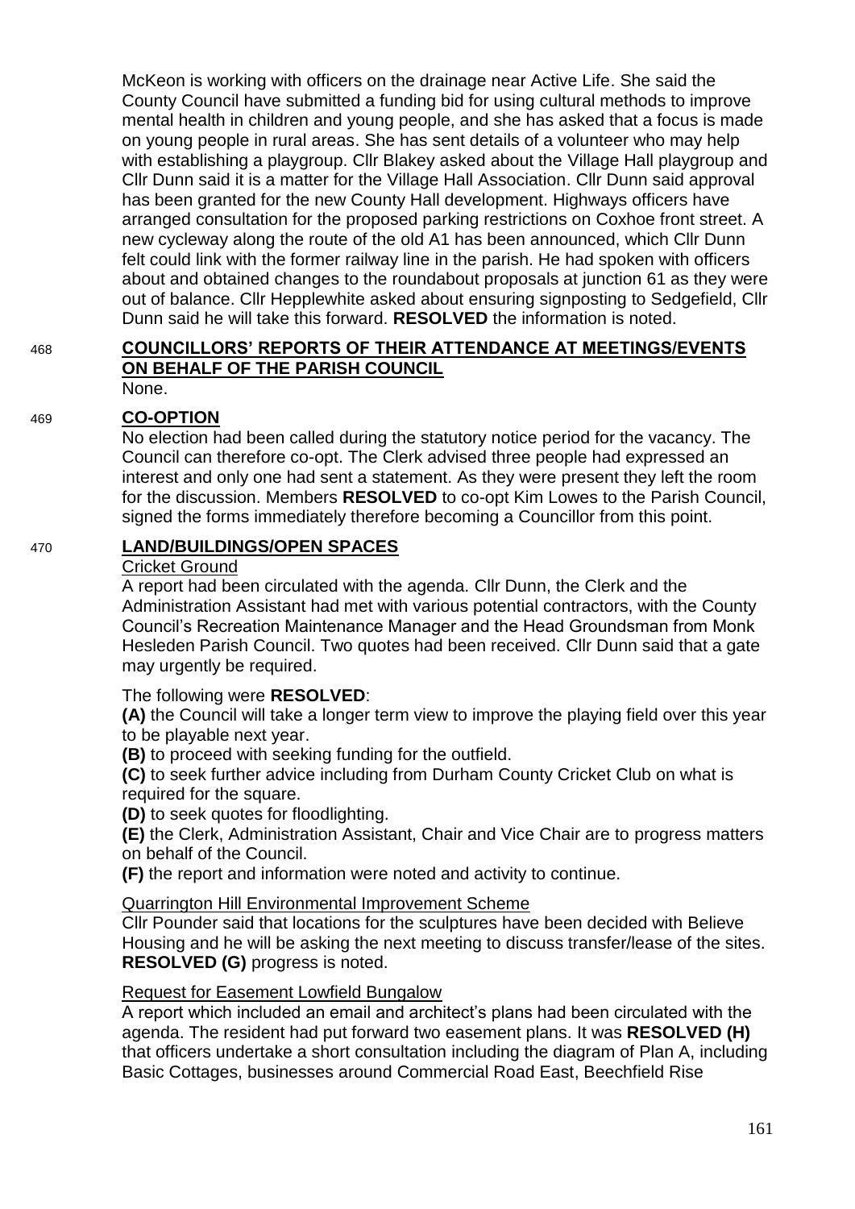McKeon is working with officers on the drainage near Active Life. She said the County Council have submitted a funding bid for using cultural methods to improve mental health in children and young people, and she has asked that a focus is made on young people in rural areas. She has sent details of a volunteer who may help with establishing a playgroup. Cllr Blakey asked about the Village Hall playgroup and Cllr Dunn said it is a matter for the Village Hall Association. Cllr Dunn said approval has been granted for the new County Hall development. Highways officers have arranged consultation for the proposed parking restrictions on Coxhoe front street. A new cycleway along the route of the old A1 has been announced, which Cllr Dunn felt could link with the former railway line in the parish. He had spoken with officers about and obtained changes to the roundabout proposals at junction 61 as they were out of balance. Cllr Hepplewhite asked about ensuring signposting to Sedgefield, Cllr Dunn said he will take this forward. **RESOLVED** the information is noted.

## 468 COUNCILLORS' REPORTS OF THEIR ATTENDANCE AT MEETINGS/EVENTS ON BEHALF OF THE PARISH COUNCIL

None.

## 469 CO-OPTION

No election had been called during the statutory notice period for the vacancy. The Council can therefore co-opt. The Clerk advised three people had expressed an interest and only one had sent a statement. As they were present they left the room for the discussion. Members **RESOLVED** to co-opt Kim Lowes to the Parish Council, signed the forms immediately therefore becoming a Councillor from this point.

## 470 LAND/BUILDINGS/OPEN SPACES

Cricket Ground

A report had been circulated with the agenda. Cllr Dunn, the Clerk and the Administration Assistant had met with various potential contractors, with the County Council's Recreation Maintenance Manager and the Head Groundsman from Monk Hesleden Parish Council. Two quotes had been received. Cllr Dunn said that a gate may urgently be required.

The following were **RESOLVED**:

**(A)** the Council will take a longer term view to improve the playing field over this year to be playable next year.

**(B)** to proceed with seeking funding for the outfield.

**(C)** to seek further advice including from Durham County Cricket Club on what is required for the square.

**(D)** to seek quotes for floodlighting.

**(E)** the Clerk, Administration Assistant, Chair and Vice Chair are to progress matters on behalf of the Council.

**(F)** the report and information were noted and activity to continue.

Quarrington Hill Environmental Improvement Scheme

Cllr Pounder said that locations for the sculptures have been decided with Believe Housing and he will be asking the next meeting to discuss transfer/lease of the sites. **RESOLVED (G)** progress is noted.

Request for Easement Lowfield Bungalow

A report which included an email and architect's plans had been circulated with the agenda. The resident had put forward two easement plans. It was **RESOLVED (H)** that officers undertake a short consultation including the diagram of Plan A, including Basic Cottages, businesses around Commercial Road East, Beechfield Rise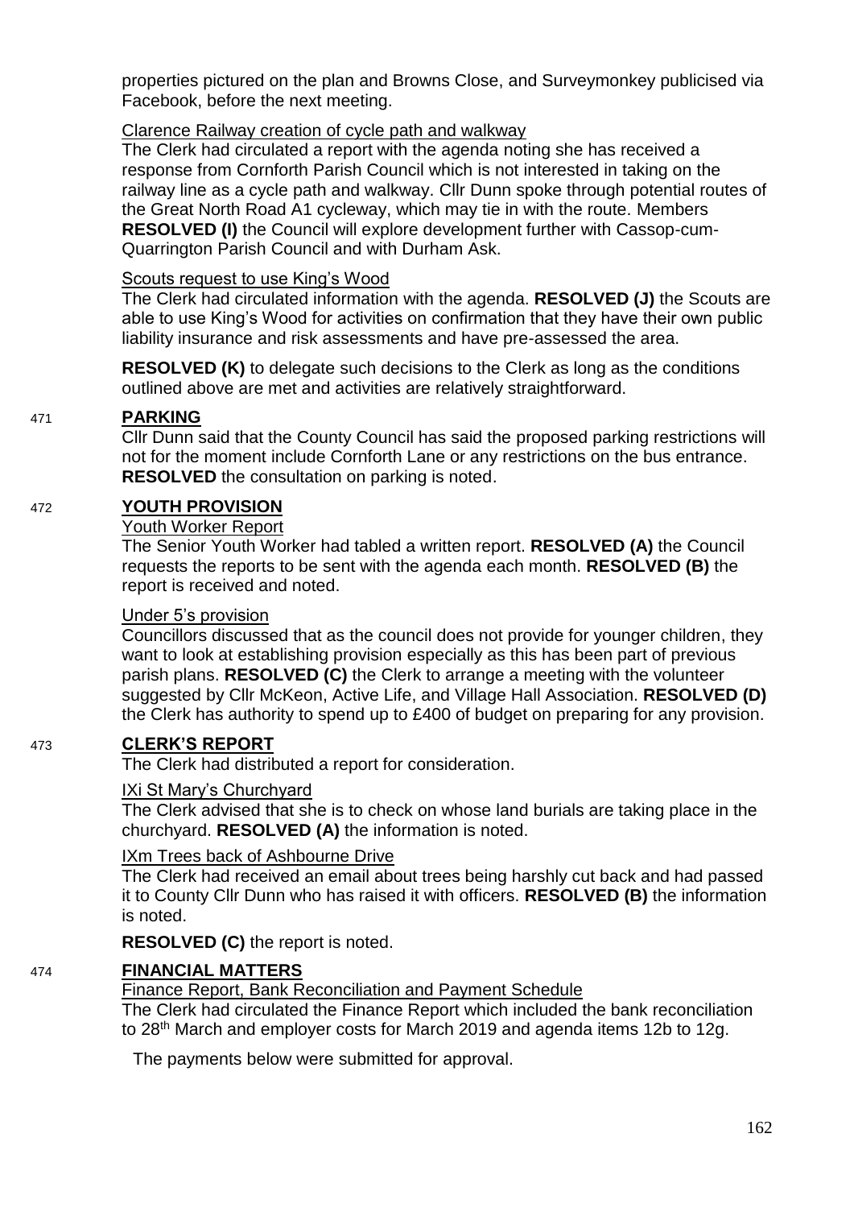properties pictured on the plan and Browns Close, and Surveymonkey publicised via Facebook, before the next meeting.

Clarence Railway creation of cycle path and walkway

The Clerk had circulated a report with the agenda noting she has received a response from Cornforth Parish Council which is not interested in taking on the railway line as a cycle path and walkway. Cllr Dunn spoke through potential routes of the Great North Road A1 cycleway, which may tie in with the route. Members **RESOLVED (I)** the Council will explore development further with Cassop-cum-Quarrington Parish Council and with Durham Ask.

Scouts request to use King's Wood

The Clerk had circulated information with the agenda. **RESOLVED (J)** the Scouts are able to use King's Wood for activities on confirmation that they have their own public liability insurance and risk assessments and have pre-assessed the area.

**RESOLVED (K)** to delegate such decisions to the Clerk as long as the conditions outlined above are met and activities are relatively straightforward.

471 **PARKING**

Cllr Dunn said that the County Council has said the proposed parking restrictions will not for the moment include Cornforth Lane or any restrictions on the bus entrance. **RESOLVED** the consultation on parking is noted.

472 **YOUTH PROVISION**

Youth Worker Report

The Senior Youth Worker had tabled a written report. **RESOLVED (A)** the Council requests the reports to be sent with the agenda each month. **RESOLVED (B)** the report is received and noted.

Under 5's provision

Councillors discussed that as the council does not provide for younger children, they want to look at establishing provision especially as this has been part of previous parish plans. **RESOLVED (C)** the Clerk to arrange a meeting with the volunteer suggested by Cllr McKeon, Active Life, and Village Hall Association. **RESOLVED (D)** the Clerk has authority to spend up to £400 of budget on preparing for any provision.

473 **CLERK'S REPORT**

The Clerk had distributed a report for consideration.

IXi St Mary's Churchyard

The Clerk advised that she is to check on whose land burials are taking place in the churchyard. **RESOLVED (A)** the information is noted.

IXm Trees back of Ashbourne Drive

The Clerk had received an email about trees being harshly cut back and had passed it to County Cllr Dunn who has raised it with officers. **RESOLVED (B)** the information is noted.

**RESOLVED (C)** the report is noted.

474 **FINANCIAL MATTERS**

Finance Report, Bank Reconciliation and Payment Schedule

The Clerk had circulated the Finance Report which included the bank reconciliation to 28th March and employer costs for March 2019 and agenda items 12b to 12g.

The payments below were submitted for approval.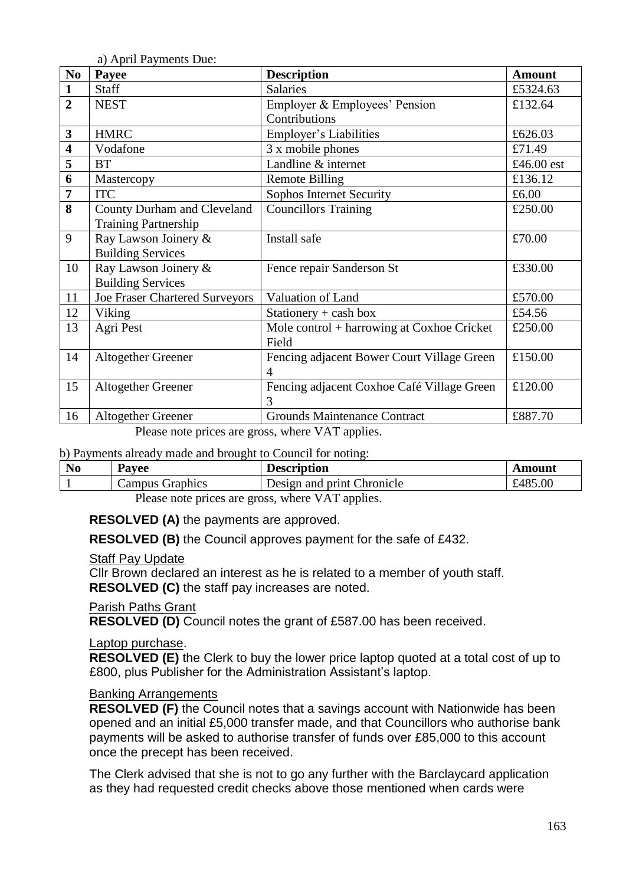a) April Payments Due:

| No | Payee | Description | Amount |
|---|---|---|---|
| **1** | Staff | Salaries | £5324.63 |
| **2** | NEST | Employer & Employees' Pension Contributions | £132.64 |
| **3** | HMRC | Employer's Liabilities | £626.03 |
| **4** | Vodafone | 3 x mobile phones | £71.49 |
| **5** | BT | Landline & internet | £46.00 est |
| **6** | Mastercopy | Remote Billing | £136.12 |
| **7** | ITC | Sophos Internet Security | £6.00 |
| **8** | County Durham and Cleveland Training Partnership | Councillors Training | £250.00 |
| 9 | Ray Lawson Joinery & Building Services | Install safe | £70.00 |
| 10 | Ray Lawson Joinery & Building Services | Fence repair Sanderson St | £330.00 |
| 11 | Joe Fraser Chartered Surveyors | Valuation of Land | £570.00 |
| 12 | Viking | Stationery + cash box | £54.56 |
| 13 | Agri Pest | Mole control + harrowing at Coxhoe Cricket Field | £250.00 |
| 14 | Altogether Greener | Fencing adjacent Bower Court Village Green 4 | £150.00 |
| 15 | Altogether Greener | Fencing adjacent Coxhoe Café Village Green 3 | £120.00 |
| 16 | Altogether Greener | Grounds Maintenance Contract | £887.70 |

Please note prices are gross, where VAT applies.

b) Payments already made and brought to Council for noting:

| No | Payee | Description | Amount |
|---|---|---|---|
| 1 | Campus Graphics | Design and print Chronicle | £485.00 |

Please note prices are gross, where VAT applies.

**RESOLVED (A)** the payments are approved.

**RESOLVED (B)** the Council approves payment for the safe of £432.

Staff Pay Update

Cllr Brown declared an interest as he is related to a member of youth staff.

**RESOLVED (C)** the staff pay increases are noted.

Parish Paths Grant

**RESOLVED (D)** Council notes the grant of £587.00 has been received.

Laptop purchase.

**RESOLVED (E)** the Clerk to buy the lower price laptop quoted at a total cost of up to £800, plus Publisher for the Administration Assistant's laptop.

Banking Arrangements

**RESOLVED (F)** the Council notes that a savings account with Nationwide has been opened and an initial £5,000 transfer made, and that Councillors who authorise bank payments will be asked to authorise transfer of funds over £85,000 to this account once the precept has been received.

The Clerk advised that she is not to go any further with the Barclaycard application as they had requested credit checks above those mentioned when cards were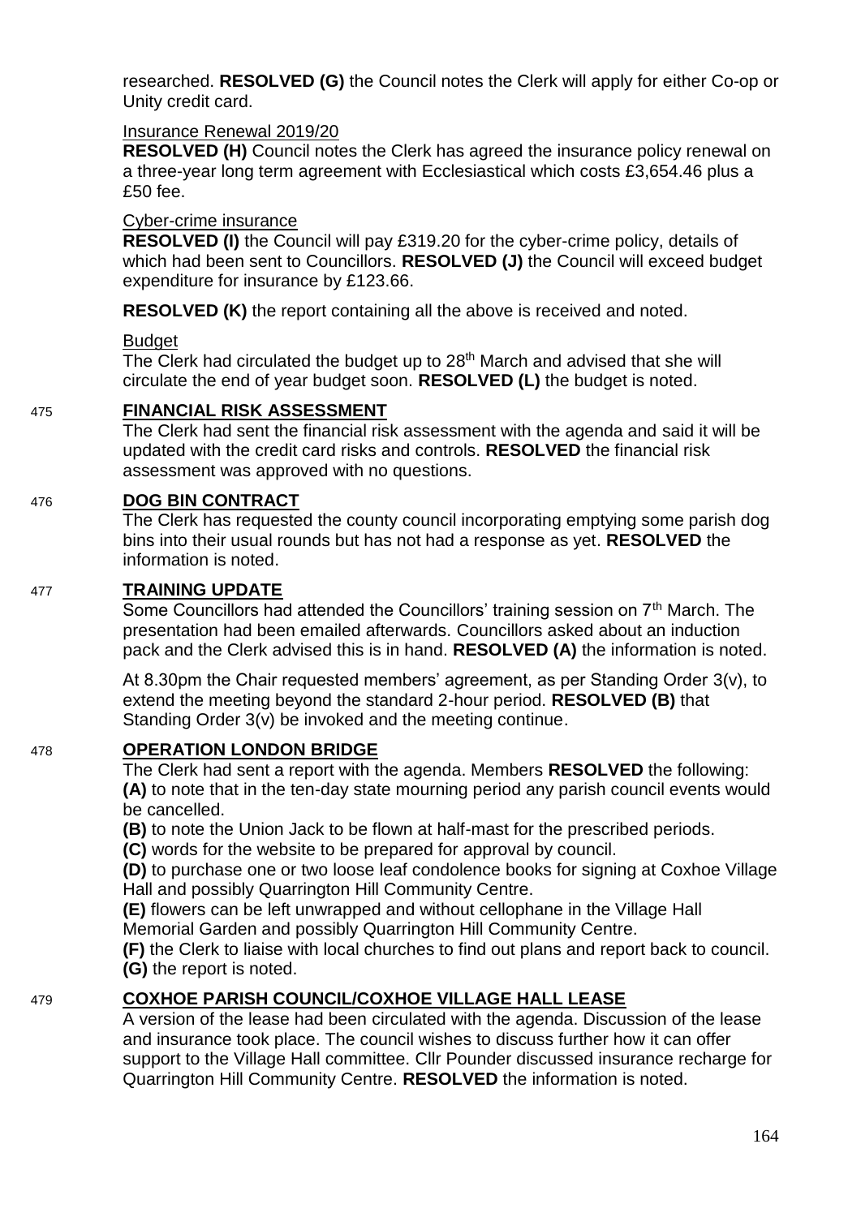researched. **RESOLVED (G)** the Council notes the Clerk will apply for either Co-op or Unity credit card.

Insurance Renewal 2019/20

**RESOLVED (H)** Council notes the Clerk has agreed the insurance policy renewal on a three-year long term agreement with Ecclesiastical which costs £3,654.46 plus a £50 fee.

Cyber-crime insurance

**RESOLVED (I)** the Council will pay £319.20 for the cyber-crime policy, details of which had been sent to Councillors. **RESOLVED (J)** the Council will exceed budget expenditure for insurance by £123.66.

**RESOLVED (K)** the report containing all the above is received and noted.

Budget

The Clerk had circulated the budget up to 28th March and advised that she will circulate the end of year budget soon. **RESOLVED (L)** the budget is noted.

475 **FINANCIAL RISK ASSESSMENT**

The Clerk had sent the financial risk assessment with the agenda and said it will be updated with the credit card risks and controls. **RESOLVED** the financial risk assessment was approved with no questions.

476 **DOG BIN CONTRACT**

The Clerk has requested the county council incorporating emptying some parish dog bins into their usual rounds but has not had a response as yet. **RESOLVED** the information is noted.

477 **TRAINING UPDATE**

Some Councillors had attended the Councillors' training session on 7th March. The presentation had been emailed afterwards. Councillors asked about an induction pack and the Clerk advised this is in hand. **RESOLVED (A)** the information is noted.

At 8.30pm the Chair requested members' agreement, as per Standing Order 3(v), to extend the meeting beyond the standard 2-hour period. **RESOLVED (B)** that Standing Order 3(v) be invoked and the meeting continue.

478 **OPERATION LONDON BRIDGE**

The Clerk had sent a report with the agenda. Members **RESOLVED** the following:

**(A)** to note that in the ten-day state mourning period any parish council events would be cancelled.

**(B)** to note the Union Jack to be flown at half-mast for the prescribed periods.

**(C)** words for the website to be prepared for approval by council.

**(D)** to purchase one or two loose leaf condolence books for signing at Coxhoe Village Hall and possibly Quarrington Hill Community Centre.

**(E)** flowers can be left unwrapped and without cellophane in the Village Hall Memorial Garden and possibly Quarrington Hill Community Centre.

**(F)** the Clerk to liaise with local churches to find out plans and report back to council.

**(G)** the report is noted.

479 **COXHOE PARISH COUNCIL/COXHOE VILLAGE HALL LEASE**

A version of the lease had been circulated with the agenda. Discussion of the lease and insurance took place. The council wishes to discuss further how it can offer support to the Village Hall committee. Cllr Pounder discussed insurance recharge for Quarrington Hill Community Centre. **RESOLVED** the information is noted.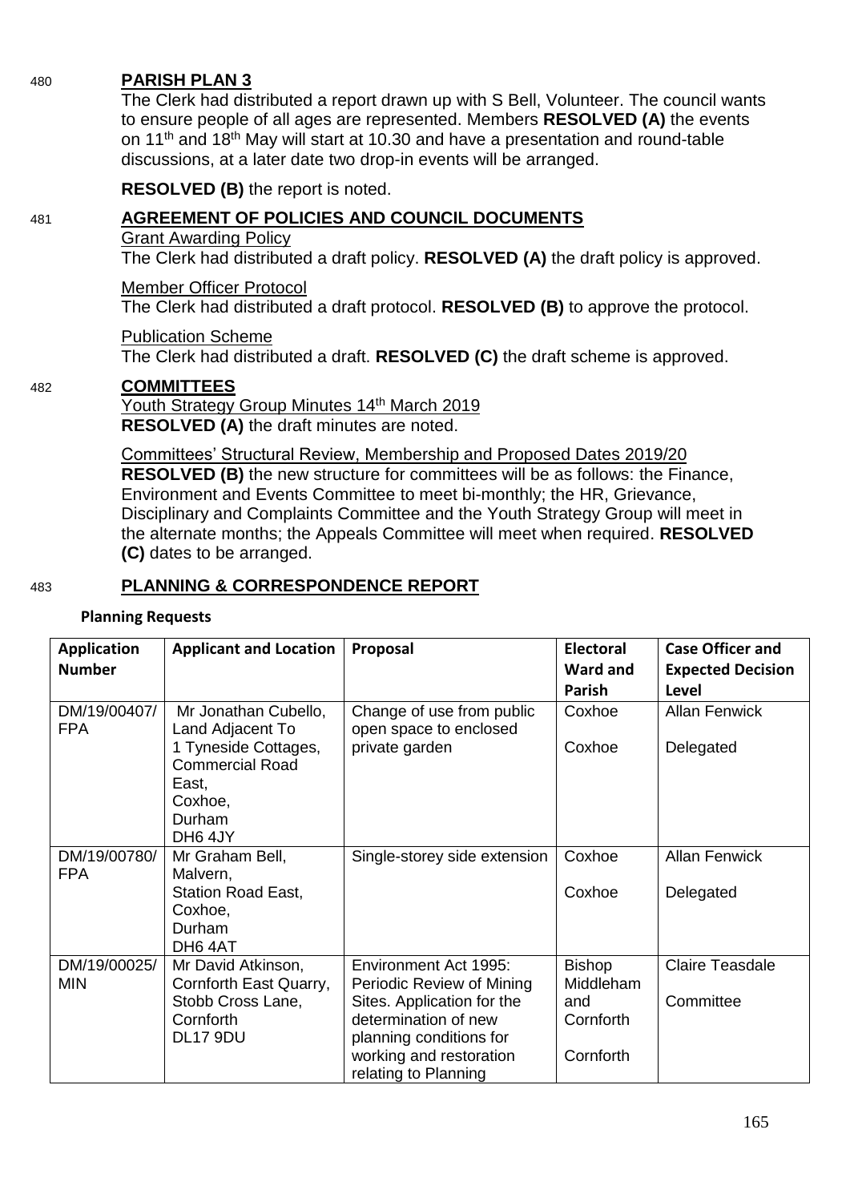480 **PARISH PLAN 3**

The Clerk had distributed a report drawn up with S Bell, Volunteer. The council wants to ensure people of all ages are represented. Members **RESOLVED (A)** the events on 11th and 18th May will start at 10.30 and have a presentation and round-table discussions, at a later date two drop-in events will be arranged.

**RESOLVED (B)** the report is noted.

481 **AGREEMENT OF POLICIES AND COUNCIL DOCUMENTS**

Grant Awarding Policy

The Clerk had distributed a draft policy. **RESOLVED (A)** the draft policy is approved.

Member Officer Protocol

The Clerk had distributed a draft protocol. **RESOLVED (B)** to approve the protocol.

Publication Scheme

The Clerk had distributed a draft. **RESOLVED (C)** the draft scheme is approved.

482 **COMMITTEES**

Youth Strategy Group Minutes 14th March 2019

**RESOLVED (A)** the draft minutes are noted.

Committees' Structural Review, Membership and Proposed Dates 2019/20

**RESOLVED (B)** the new structure for committees will be as follows: the Finance, Environment and Events Committee to meet bi-monthly; the HR, Grievance, Disciplinary and Complaints Committee and the Youth Strategy Group will meet in the alternate months; the Appeals Committee will meet when required. **RESOLVED (C)** dates to be arranged.

483 **PLANNING & CORRESPONDENCE REPORT**

**Planning Requests**

| Application Number | Applicant and Location | Proposal | Electoral Ward and Parish | Case Officer and Expected Decision Level |
|---|---|---|---|---|
| DM/19/00407/FPA | Mr Jonathan Cubello, Land Adjacent To 1 Tyneside Cottages, Commercial Road East, Coxhoe, Durham DH6 4JY | Change of use from public open space to enclosed private garden | Coxhoe<br><br>Coxhoe | Allan Fenwick<br><br>Delegated |
| DM/19/00780/FPA | Mr Graham Bell, Malvern, Station Road East, Coxhoe, Durham DH6 4AT | Single-storey side extension | Coxhoe<br><br>Coxhoe | Allan Fenwick<br><br>Delegated |
| DM/19/00025/MIN | Mr David Atkinson, Cornforth East Quarry, Stobb Cross Lane, Cornforth DL17 9DU | Environment Act 1995: Periodic Review of Mining Sites. Application for the determination of new planning conditions for working and restoration relating to Planning | Bishop Middleham and Cornforth<br><br>Cornforth | Claire Teasdale<br><br>Committee |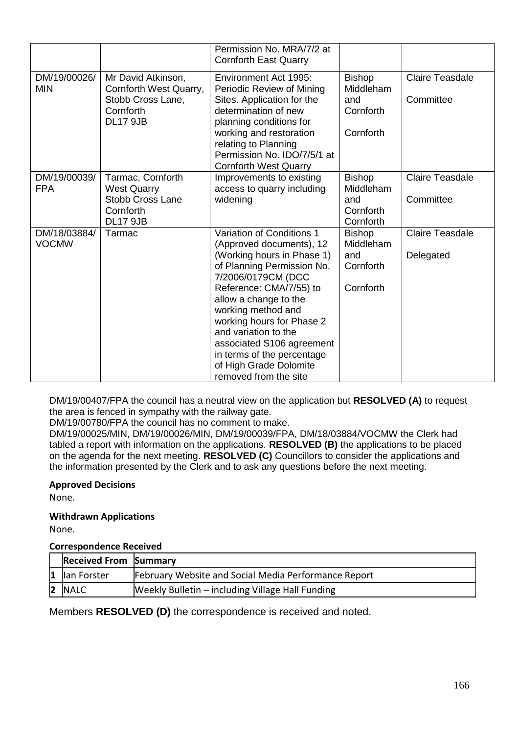| | | Permission No. MRA/7/2 at Cornforth East Quarry | | |
|---|---|---|---|---|
| DM/19/00026/MIN | Mr David Atkinson, Cornforth West Quarry, Stobb Cross Lane, Cornforth DL17 9JB | Environment Act 1995: Periodic Review of Mining Sites. Application for the determination of new planning conditions for working and restoration relating to Planning Permission No. IDO/7/5/1 at Cornforth West Quarry | Bishop Middleham and Cornforth<br><br>Cornforth | Claire Teasdale<br><br>Committee |
| DM/19/00039/FPA | Tarmac, Cornforth West Quarry Stobb Cross Lane Cornforth DL17 9JB | Improvements to existing access to quarry including widening | Bishop Middleham and Cornforth Cornforth | Claire Teasdale<br><br>Committee |
| DM/18/03884/VOCMW | Tarmac | Variation of Conditions 1 (Approved documents), 12 (Working hours in Phase 1) of Planning Permission No. 7/2006/0179CM (DCC Reference: CMA/7/55) to allow a change to the working method and working hours for Phase 2 and variation to the associated S106 agreement in terms of the percentage of High Grade Dolomite removed from the site | Bishop Middleham and Cornforth<br><br>Cornforth | Claire Teasdale<br><br>Delegated |

DM/19/00407/FPA the council has a neutral view on the application but **RESOLVED (A)** to request the area is fenced in sympathy with the railway gate.
DM/19/00780/FPA the council has no comment to make.
DM/19/00025/MIN, DM/19/00026/MIN, DM/19/00039/FPA, DM/18/03884/VOCMW the Clerk had tabled a report with information on the applications. **RESOLVED (B)** the applications to be placed on the agenda for the next meeting. **RESOLVED (C)** Councillors to consider the applications and the information presented by the Clerk and to ask any questions before the next meeting.

**Approved Decisions**

None.

**Withdrawn Applications**

None.

**Correspondence Received**

| | Received From | Summary |
|---|---|---|
| 1 | Ian Forster | February Website and Social Media Performance Report |
| 2 | NALC | Weekly Bulletin – including Village Hall Funding |

Members **RESOLVED (D)** the correspondence is received and noted.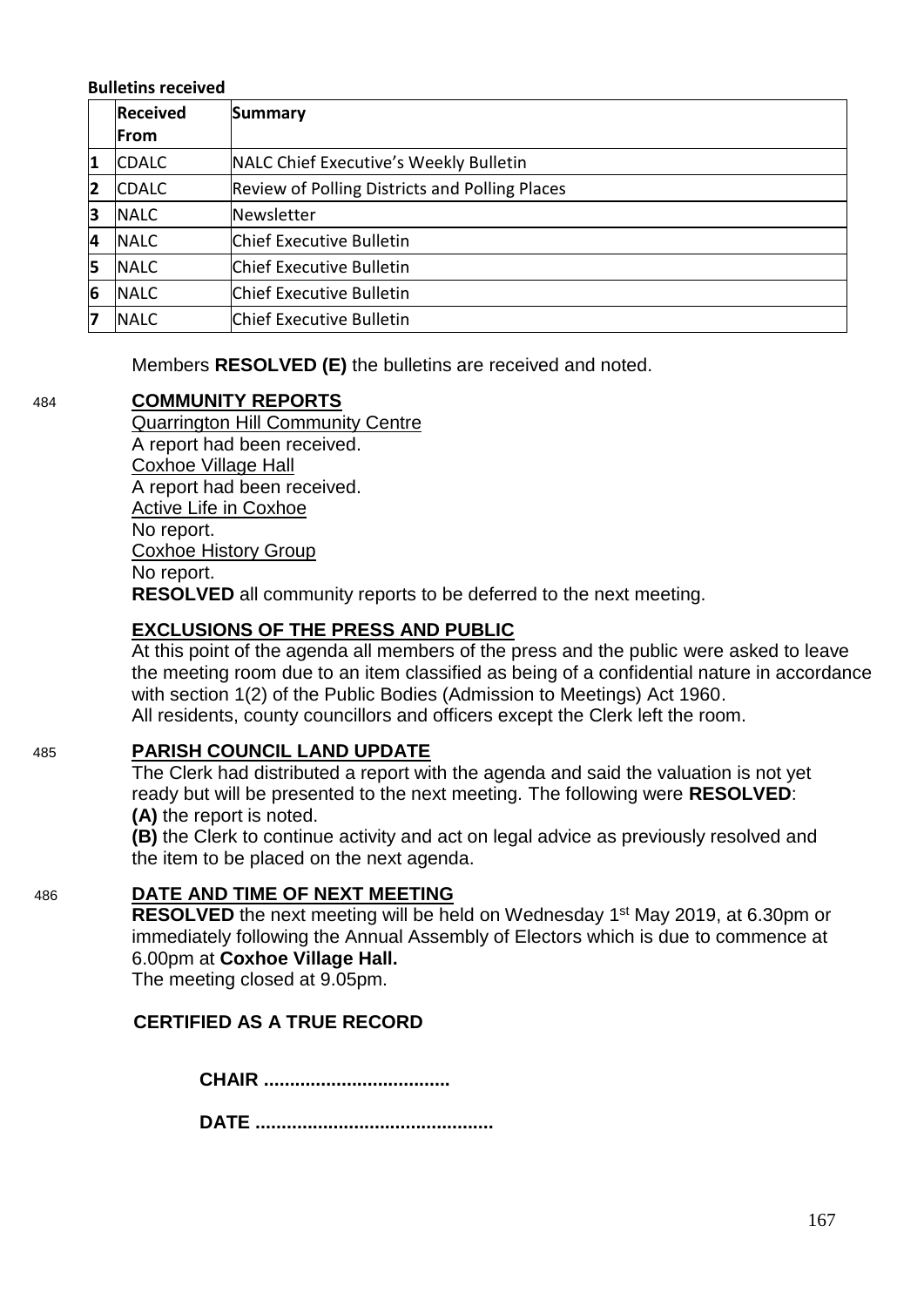**Bulletins received**

| | Received From | Summary |
|---|---|---|
| 1 | CDALC | NALC Chief Executive's Weekly Bulletin |
| 2 | CDALC | Review of Polling Districts and Polling Places |
| 3 | NALC | Newsletter |
| 4 | NALC | Chief Executive Bulletin |
| 5 | NALC | Chief Executive Bulletin |
| 6 | NALC | Chief Executive Bulletin |
| 7 | NALC | Chief Executive Bulletin |

Members **RESOLVED (E)** the bulletins are received and noted.

484 **COMMUNITY REPORTS**

Quarrington Hill Community Centre
A report had been received.
Coxhoe Village Hall
A report had been received.
Active Life in Coxhoe
No report.
Coxhoe History Group
No report.
**RESOLVED** all community reports to be deferred to the next meeting.

**EXCLUSIONS OF THE PRESS AND PUBLIC**

At this point of the agenda all members of the press and the public were asked to leave the meeting room due to an item classified as being of a confidential nature in accordance with section 1(2) of the Public Bodies (Admission to Meetings) Act 1960.
All residents, county councillors and officers except the Clerk left the room.

485 **PARISH COUNCIL LAND UPDATE**

The Clerk had distributed a report with the agenda and said the valuation is not yet ready but will be presented to the next meeting. The following were **RESOLVED**:
**(A)** the report is noted.
**(B)** the Clerk to continue activity and act on legal advice as previously resolved and the item to be placed on the next agenda.

486 **DATE AND TIME OF NEXT MEETING**

**RESOLVED** the next meeting will be held on Wednesday 1st May 2019, at 6.30pm or immediately following the Annual Assembly of Electors which is due to commence at 6.00pm at **Coxhoe Village Hall.**
The meeting closed at 9.05pm.

**CERTIFIED AS A TRUE RECORD**

**CHAIR ...................................**

**DATE ............................................**